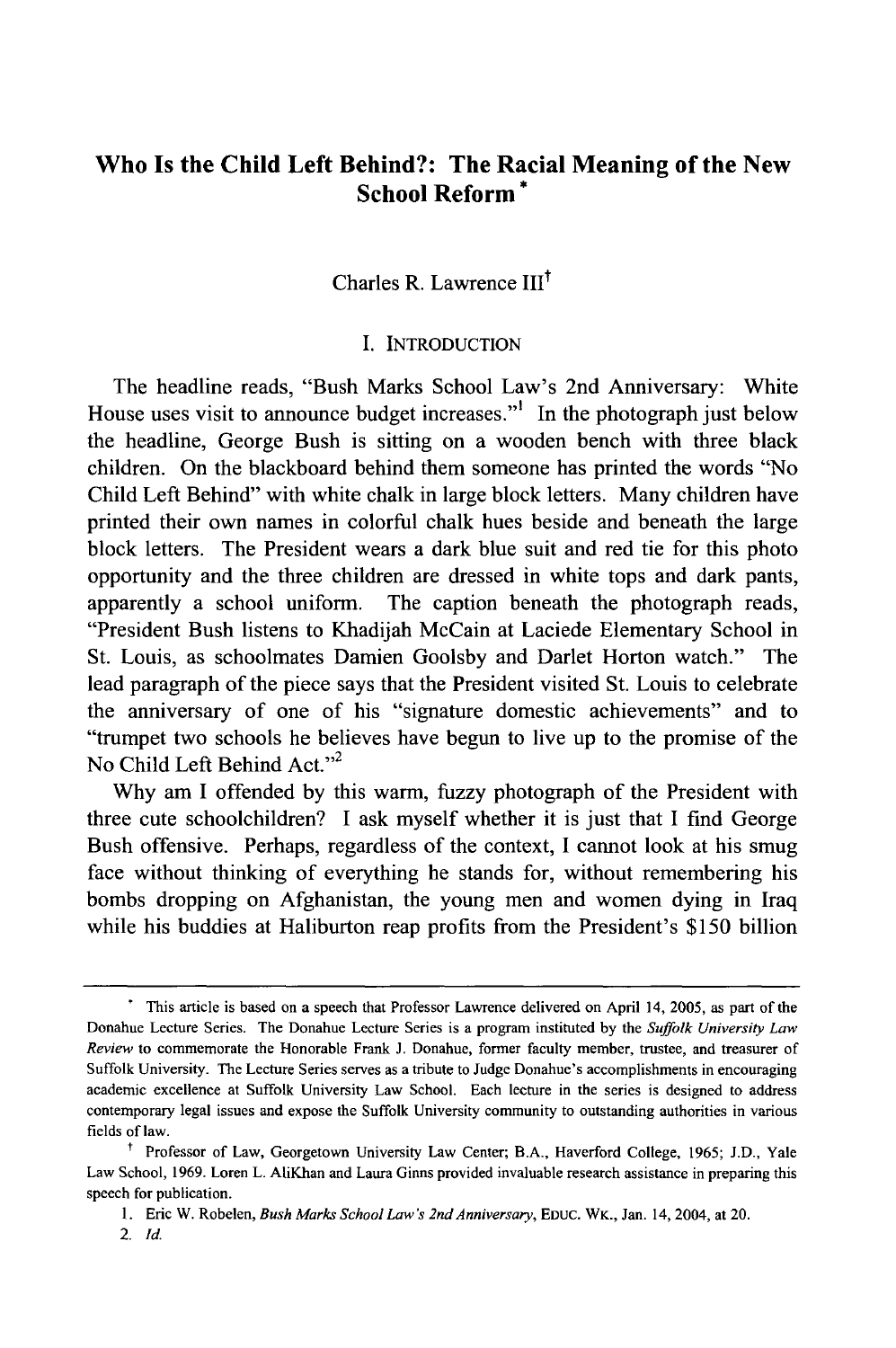# Who Is the Child Left Behind?: The Racial Meaning of the New School Reform [*]

Charles R. Lawrence III[†]

## I. INTRODUCTION

The headline reads, "Bush Marks School Law's 2nd Anniversary: White House uses visit to announce budget increases."[1] In the photograph just below the headline, George Bush is sitting on a wooden bench with three black children. On the blackboard behind them someone has printed the words "No Child Left Behind" with white chalk in large block letters. Many children have printed their own names in colorful chalk hues beside and beneath the large block letters. The President wears a dark blue suit and red tie for this photo opportunity and the three children are dressed in white tops and dark pants, apparently a school uniform. The caption beneath the photograph reads, "President Bush listens to Khadijah McCain at Laciede Elementary School in St. Louis, as schoolmates Damien Goolsby and Darlet Horton watch." The lead paragraph of the piece says that the President visited St. Louis to celebrate the anniversary of one of his "signature domestic achievements" and to "trumpet two schools he believes have begun to live up to the promise of the No Child Left Behind Act."[2]

Why am I offended by this warm, fuzzy photograph of the President with three cute schoolchildren? I ask myself whether it is just that I find George Bush offensive. Perhaps, regardless of the context, I cannot look at his smug face without thinking of everything he stands for, without remembering his bombs dropping on Afghanistan, the young men and women dying in Iraq while his buddies at Haliburton reap profits from the President's $150 billion

---

[*] This article is based on a speech that Professor Lawrence delivered on April 14, 2005, as part of the Donahue Lecture Series. The Donahue Lecture Series is a program instituted by the *Suffolk University Law Review* to commemorate the Honorable Frank J. Donahue, former faculty member, trustee, and treasurer of Suffolk University. The Lecture Series serves as a tribute to Judge Donahue's accomplishments in encouraging academic excellence at Suffolk University Law School. Each lecture in the series is designed to address contemporary legal issues and expose the Suffolk University community to outstanding authorities in various fields of law.

[†] Professor of Law, Georgetown University Law Center; B.A., Haverford College, 1965; J.D., Yale Law School, 1969. Loren L. AliKhan and Laura Ginns provided invaluable research assistance in preparing this speech for publication.

1. Eric W. Robelen, *Bush Marks School Law's 2nd Anniversary*, EDUC. WK., Jan. 14, 2004, at 20.

2. *Id.*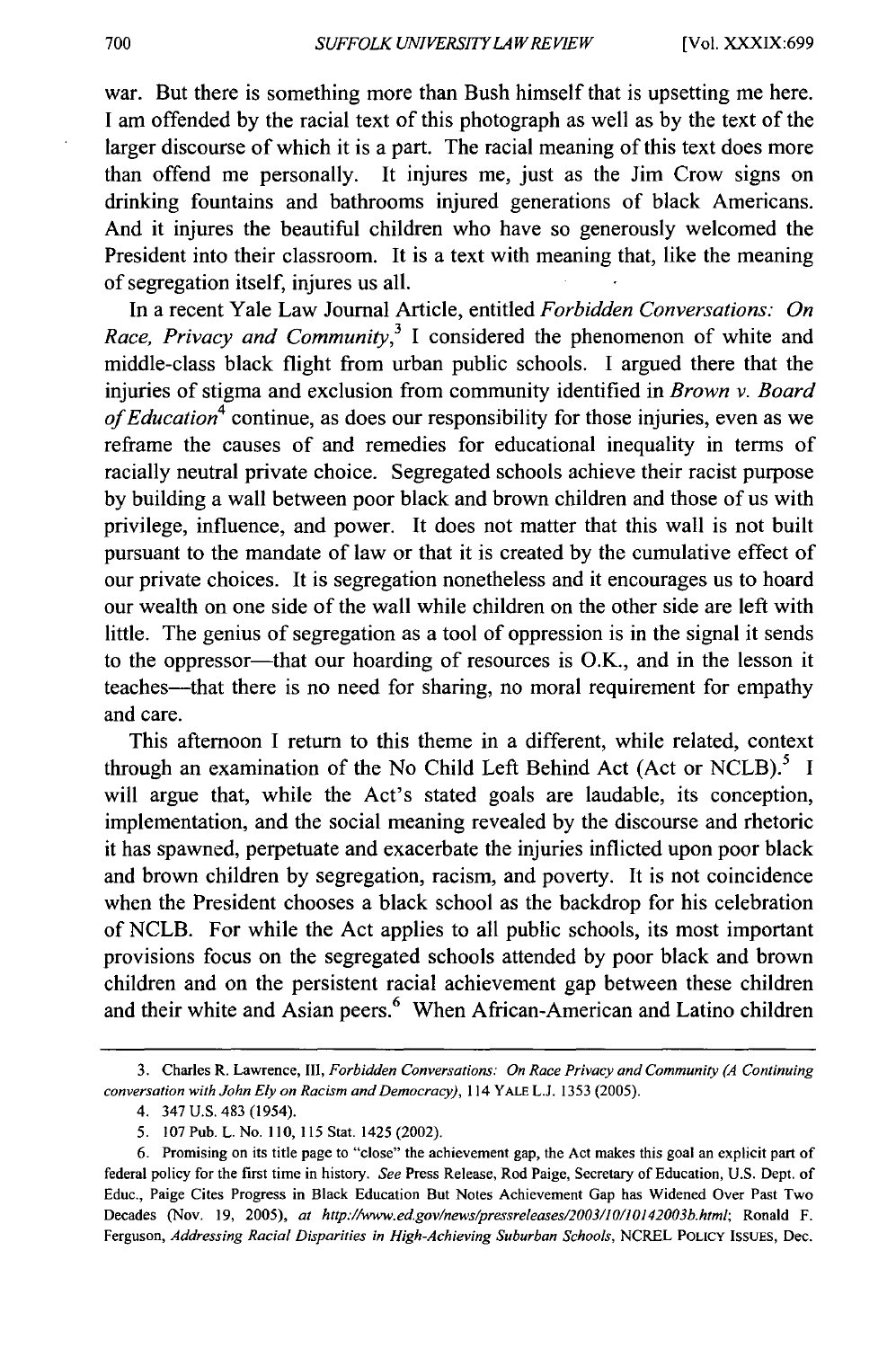war. But there is something more than Bush himself that is upsetting me here. I am offended by the racial text of this photograph as well as by the text of the larger discourse of which it is a part. The racial meaning of this text does more than offend me personally. It injures me, just as the Jim Crow signs on drinking fountains and bathrooms injured generations of black Americans. And it injures the beautiful children who have so generously welcomed the President into their classroom. It is a text with meaning that, like the meaning of segregation itself, injures us all.

In a recent Yale Law Journal Article, entitled *Forbidden Conversations: On Race, Privacy and Community*,[3] I considered the phenomenon of white and middle-class black flight from urban public schools. I argued there that the injuries of stigma and exclusion from community identified in *Brown v. Board of Education*[4] continue, as does our responsibility for those injuries, even as we reframe the causes of and remedies for educational inequality in terms of racially neutral private choice. Segregated schools achieve their racist purpose by building a wall between poor black and brown children and those of us with privilege, influence, and power. It does not matter that this wall is not built pursuant to the mandate of law or that it is created by the cumulative effect of our private choices. It is segregation nonetheless and it encourages us to hoard our wealth on one side of the wall while children on the other side are left with little. The genius of segregation as a tool of oppression is in the signal it sends to the oppressor—that our hoarding of resources is O.K., and in the lesson it teaches—that there is no need for sharing, no moral requirement for empathy and care.

This afternoon I return to this theme in a different, while related, context through an examination of the No Child Left Behind Act (Act or NCLB).[5] I will argue that, while the Act's stated goals are laudable, its conception, implementation, and the social meaning revealed by the discourse and rhetoric it has spawned, perpetuate and exacerbate the injuries inflicted upon poor black and brown children by segregation, racism, and poverty. It is not coincidence when the President chooses a black school as the backdrop for his celebration of NCLB. For while the Act applies to all public schools, its most important provisions focus on the segregated schools attended by poor black and brown children and on the persistent racial achievement gap between these children and their white and Asian peers.[6] When African-American and Latino children

---

3. Charles R. Lawrence, III, *Forbidden Conversations: On Race Privacy and Community (A Continuing conversation with John Ely on Racism and Democracy)*, 114 YALE L.J. 1353 (2005).

4. 347 U.S. 483 (1954).

5. 107 Pub. L. No. 110, 115 Stat. 1425 (2002).

6. Promising on its title page to "close" the achievement gap, the Act makes this goal an explicit part of federal policy for the first time in history. *See* Press Release, Rod Paige, Secretary of Education, U.S. Dept. of Educ., Paige Cites Progress in Black Education But Notes Achievement Gap has Widened Over Past Two Decades (Nov. 19, 2005), *at http://www.ed.gov/news/pressreleases/2003/10/10142003b.html*; Ronald F. Ferguson, *Addressing Racial Disparities in High-Achieving Suburban Schools*, NCREL POLICY ISSUES, Dec.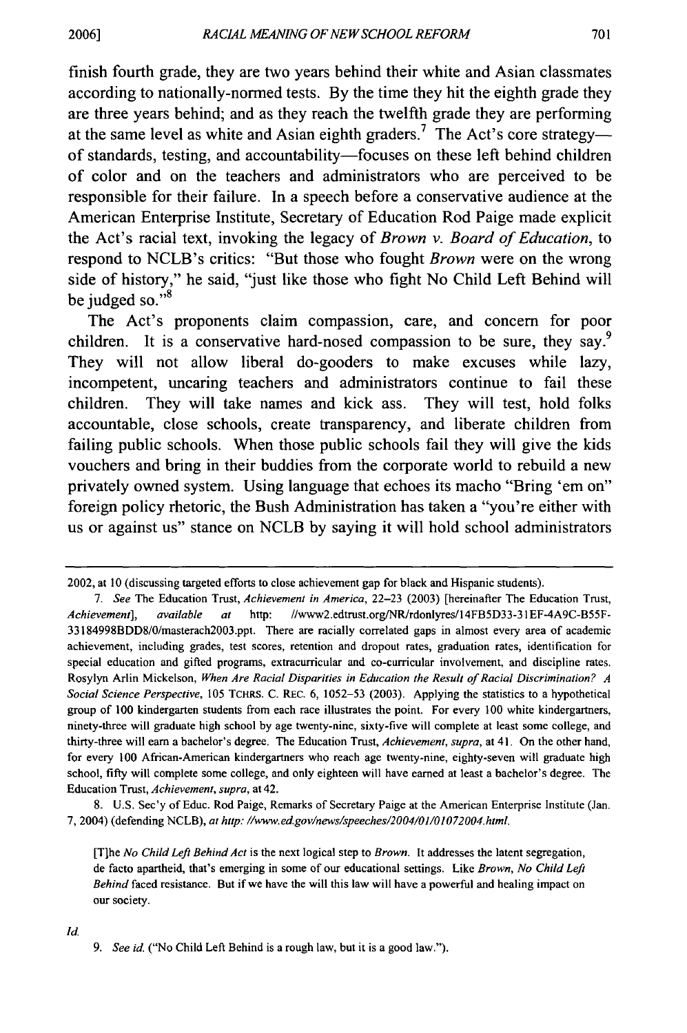finish fourth grade, they are two years behind their white and Asian classmates according to nationally-normed tests. By the time they hit the eighth grade they are three years behind; and as they reach the twelfth grade they are performing at the same level as white and Asian eighth graders.[7] The Act's core strategy—of standards, testing, and accountability—focuses on these left behind children of color and on the teachers and administrators who are perceived to be responsible for their failure. In a speech before a conservative audience at the American Enterprise Institute, Secretary of Education Rod Paige made explicit the Act's racial text, invoking the legacy of *Brown v. Board of Education*, to respond to NCLB's critics: "But those who fought *Brown* were on the wrong side of history," he said, "just like those who fight No Child Left Behind will be judged so."[8]

The Act's proponents claim compassion, care, and concern for poor children. It is a conservative hard-nosed compassion to be sure, they say.[9] They will not allow liberal do-gooders to make excuses while lazy, incompetent, uncaring teachers and administrators continue to fail these children. They will take names and kick ass. They will test, hold folks accountable, close schools, create transparency, and liberate children from failing public schools. When those public schools fail they will give the kids vouchers and bring in their buddies from the corporate world to rebuild a new privately owned system. Using language that echoes its macho "Bring 'em on" foreign policy rhetoric, the Bush Administration has taken a "you're either with us or against us" stance on NCLB by saying it will hold school administrators

---

2002, at 10 (discussing targeted efforts to close achievement gap for black and Hispanic students).

7. *See* The Education Trust, *Achievement in America*, 22–23 (2003) [hereinafter The Education Trust, *Achievement*], *available at* http: //www2.edtrust.org/NR/rdonlyres/14FB5D33-31EF-4A9C-B55F-33184998BDD8/0/masterach2003.ppt. There are racially correlated gaps in almost every area of academic achievement, including grades, test scores, retention and dropout rates, graduation rates, identification for special education and gifted programs, extracurricular and co-curricular involvement, and discipline rates. Rosylyn Arlin Mickelson, *When Are Racial Disparities in Education the Result of Racial Discrimination? A Social Science Perspective*, 105 TCHRS. C. REC. 6, 1052–53 (2003). Applying the statistics to a hypothetical group of 100 kindergarten students from each race illustrates the point. For every 100 white kindergartners, ninety-three will graduate high school by age twenty-nine, sixty-five will complete at least some college, and thirty-three will earn a bachelor's degree. The Education Trust, *Achievement*, *supra*, at 41. On the other hand, for every 100 African-American kindergartners who reach age twenty-nine, eighty-seven will graduate high school, fifty will complete some college, and only eighteen will have earned at least a bachelor's degree. The Education Trust, *Achievement*, *supra*, at 42.

8. U.S. Sec'y of Educ. Rod Paige, Remarks of Secretary Paige at the American Enterprise Institute (Jan. 7, 2004) (defending NCLB), *at http: //www.ed.gov/news/speeches/2004/01/01072004.html*.

> [T]he *No Child Left Behind Act* is the next logical step to *Brown*. It addresses the latent segregation, de facto apartheid, that's emerging in some of our educational settings. Like *Brown*, *No Child Left Behind* faced resistance. But if we have the will this law will have a powerful and healing impact on our society.

*Id.*

9. *See id.* ("No Child Left Behind is a rough law, but it is a good law.").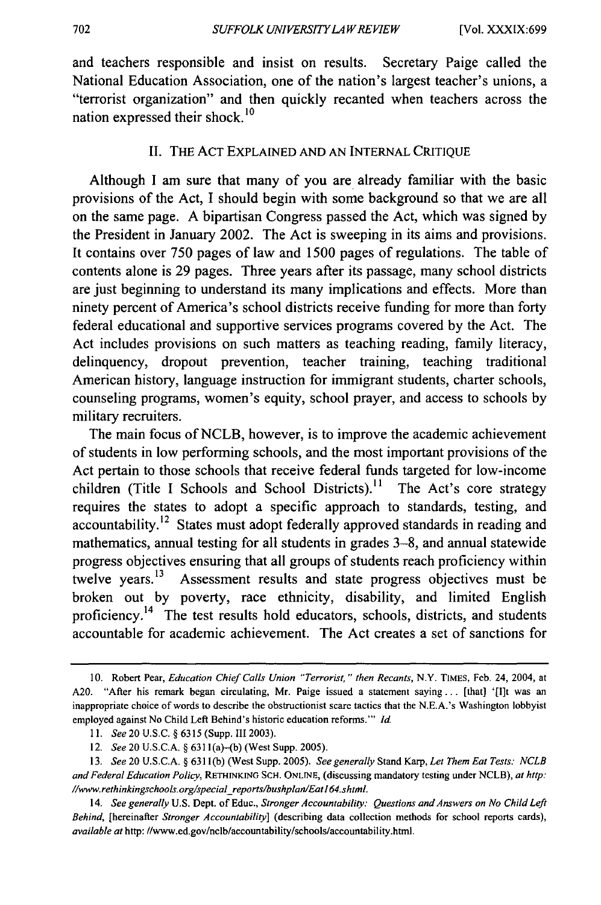and teachers responsible and insist on results. Secretary Paige called the National Education Association, one of the nation's largest teacher's unions, a "terrorist organization" and then quickly recanted when teachers across the nation expressed their shock.[10]

## II. THE ACT EXPLAINED AND AN INTERNAL CRITIQUE

Although I am sure that many of you are already familiar with the basic provisions of the Act, I should begin with some background so that we are all on the same page. A bipartisan Congress passed the Act, which was signed by the President in January 2002. The Act is sweeping in its aims and provisions. It contains over 750 pages of law and 1500 pages of regulations. The table of contents alone is 29 pages. Three years after its passage, many school districts are just beginning to understand its many implications and effects. More than ninety percent of America's school districts receive funding for more than forty federal educational and supportive services programs covered by the Act. The Act includes provisions on such matters as teaching reading, family literacy, delinquency, dropout prevention, teacher training, teaching traditional American history, language instruction for immigrant students, charter schools, counseling programs, women's equity, school prayer, and access to schools by military recruiters.

The main focus of NCLB, however, is to improve the academic achievement of students in low performing schools, and the most important provisions of the Act pertain to those schools that receive federal funds targeted for low-income children (Title I Schools and School Districts).[11] The Act's core strategy requires the states to adopt a specific approach to standards, testing, and accountability.[12] States must adopt federally approved standards in reading and mathematics, annual testing for all students in grades 3–8, and annual statewide progress objectives ensuring that all groups of students reach proficiency within twelve years.[13] Assessment results and state progress objectives must be broken out by poverty, race ethnicity, disability, and limited English proficiency.[14] The test results hold educators, schools, districts, and students accountable for academic achievement. The Act creates a set of sanctions for

---

10. Robert Pear, *Education Chief Calls Union "Terrorist," then Recants*, N.Y. TIMES, Feb. 24, 2004, at A20. "After his remark began circulating, Mr. Paige issued a statement saying . . . [that] '[I]t was an inappropriate choice of words to describe the obstructionist scare tactics that the N.E.A.'s Washington lobbyist employed against No Child Left Behind's historic education reforms.'" *Id.*

11. *See* 20 U.S.C. § 6315 (Supp. III 2003).

12. *See* 20 U.S.C.A. § 6311(a)–(b) (West Supp. 2005).

13. *See* 20 U.S.C.A. § 6311(b) (West Supp. 2005). *See generally* Stand Karp, *Let Them Eat Tests: NCLB and Federal Education Policy*, RETHINKING SCH. ONLINE, (discussing mandatory testing under NCLB), *at http://www.rethinkingschools.org/special_reports/bushplan/Eat164.shtml.*

14. *See generally* U.S. Dept. of Educ., *Stronger Accountability: Questions and Answers on No Child Left Behind*, [hereinafter *Stronger Accountability*] (describing data collection methods for school reports cards), *available at* http://www.ed.gov/nclb/accountability/schools/accountability.html.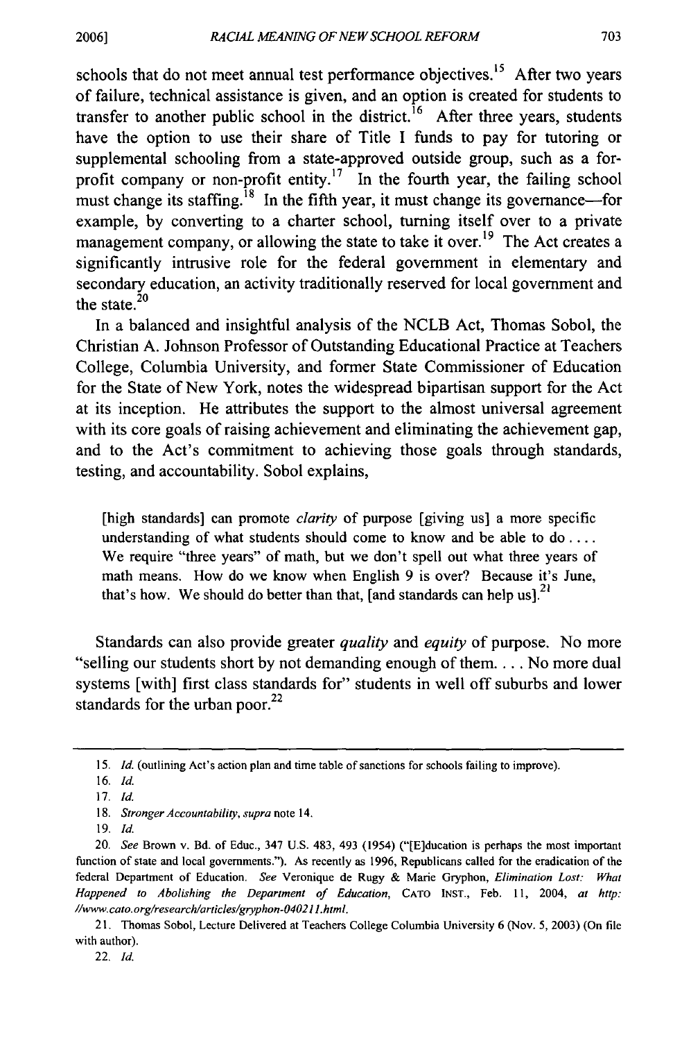schools that do not meet annual test performance objectives.[15] After two years of failure, technical assistance is given, and an option is created for students to transfer to another public school in the district.[16] After three years, students have the option to use their share of Title I funds to pay for tutoring or supplemental schooling from a state-approved outside group, such as a for-profit company or non-profit entity.[17] In the fourth year, the failing school must change its staffing.[18] In the fifth year, it must change its governance—for example, by converting to a charter school, turning itself over to a private management company, or allowing the state to take it over.[19] The Act creates a significantly intrusive role for the federal government in elementary and secondary education, an activity traditionally reserved for local government and the state.[20]

In a balanced and insightful analysis of the NCLB Act, Thomas Sobol, the Christian A. Johnson Professor of Outstanding Educational Practice at Teachers College, Columbia University, and former State Commissioner of Education for the State of New York, notes the widespread bipartisan support for the Act at its inception. He attributes the support to the almost universal agreement with its core goals of raising achievement and eliminating the achievement gap, and to the Act's commitment to achieving those goals through standards, testing, and accountability. Sobol explains,

> [high standards] can promote *clarity* of purpose [giving us] a more specific understanding of what students should come to know and be able to do . . . . We require "three years" of math, but we don't spell out what three years of math means. How do we know when English 9 is over? Because it's June, that's how. We should do better than that, [and standards can help us].[21]

Standards can also provide greater *quality* and *equity* of purpose. No more "selling our students short by not demanding enough of them. . . . No more dual systems [with] first class standards for" students in well off suburbs and lower standards for the urban poor.[22]

---

15. *Id.* (outlining Act's action plan and time table of sanctions for schools failing to improve).

16. *Id.*

17. *Id.*

18. *Stronger Accountability*, *supra* note 14.

19. *Id.*

20. *See* Brown v. Bd. of Educ., 347 U.S. 483, 493 (1954) ("[E]ducation is perhaps the most important function of state and local governments."). As recently as 1996, Republicans called for the eradication of the federal Department of Education. *See* Veronique de Rugy & Marie Gryphon, *Elimination Lost: What Happened to Abolishing the Department of Education*, CATO INST., Feb. 11, 2004, *at http://www.cato.org/research/articles/gryphon-040211.html.*

21. Thomas Sobol, Lecture Delivered at Teachers College Columbia University 6 (Nov. 5, 2003) (On file with author).

22. *Id.*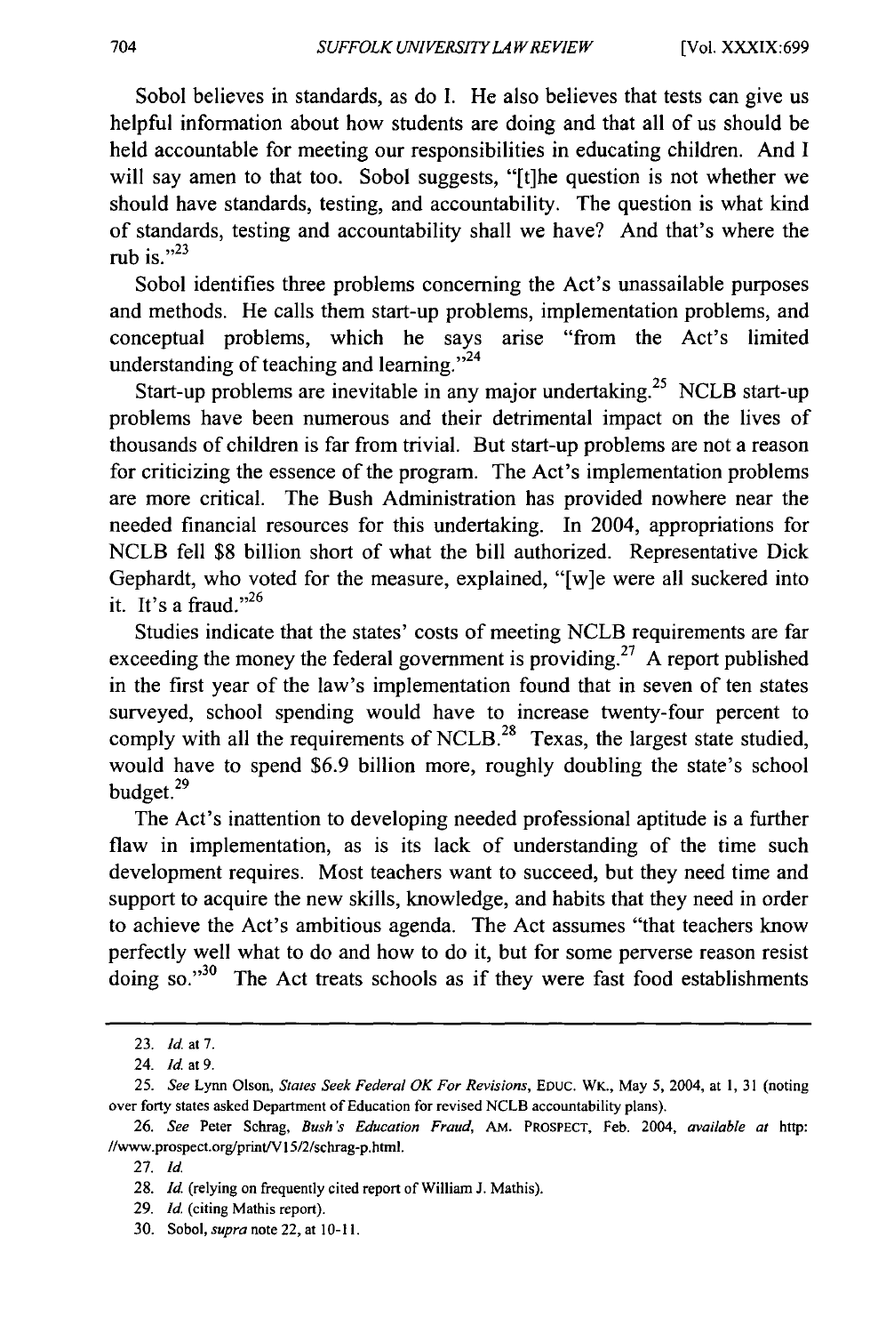Sobol believes in standards, as do I. He also believes that tests can give us helpful information about how students are doing and that all of us should be held accountable for meeting our responsibilities in educating children. And I will say amen to that too. Sobol suggests, "[t]he question is not whether we should have standards, testing, and accountability. The question is what kind of standards, testing and accountability shall we have? And that's where the rub is."[23]

Sobol identifies three problems concerning the Act's unassailable purposes and methods. He calls them start-up problems, implementation problems, and conceptual problems, which he says arise "from the Act's limited understanding of teaching and learning."[24]

Start-up problems are inevitable in any major undertaking.[25] NCLB start-up problems have been numerous and their detrimental impact on the lives of thousands of children is far from trivial. But start-up problems are not a reason for criticizing the essence of the program. The Act's implementation problems are more critical. The Bush Administration has provided nowhere near the needed financial resources for this undertaking. In 2004, appropriations for NCLB fell $8 billion short of what the bill authorized. Representative Dick Gephardt, who voted for the measure, explained, "[w]e were all suckered into it. It's a fraud."[26]

Studies indicate that the states' costs of meeting NCLB requirements are far exceeding the money the federal government is providing.[27] A report published in the first year of the law's implementation found that in seven of ten states surveyed, school spending would have to increase twenty-four percent to comply with all the requirements of NCLB.[28] Texas, the largest state studied, would have to spend $6.9 billion more, roughly doubling the state's school budget.[29]

The Act's inattention to developing needed professional aptitude is a further flaw in implementation, as is its lack of understanding of the time such development requires. Most teachers want to succeed, but they need time and support to acquire the new skills, knowledge, and habits that they need in order to achieve the Act's ambitious agenda. The Act assumes "that teachers know perfectly well what to do and how to do it, but for some perverse reason resist doing so."[30] The Act treats schools as if they were fast food establishments

---

23. *Id.* at 7.

24. *Id.* at 9.

25. *See* Lynn Olson, *States Seek Federal OK For Revisions*, EDUC. WK., May 5, 2004, at 1, 31 (noting over forty states asked Department of Education for revised NCLB accountability plans).

26. *See* Peter Schrag, *Bush's Education Fraud*, AM. PROSPECT, Feb. 2004, *available at* http://www.prospect.org/print/V15/2/schrag-p.html.

27. *Id.*

28. *Id.* (relying on frequently cited report of William J. Mathis).

29. *Id.* (citing Mathis report).

30. Sobol, *supra* note 22, at 10-11.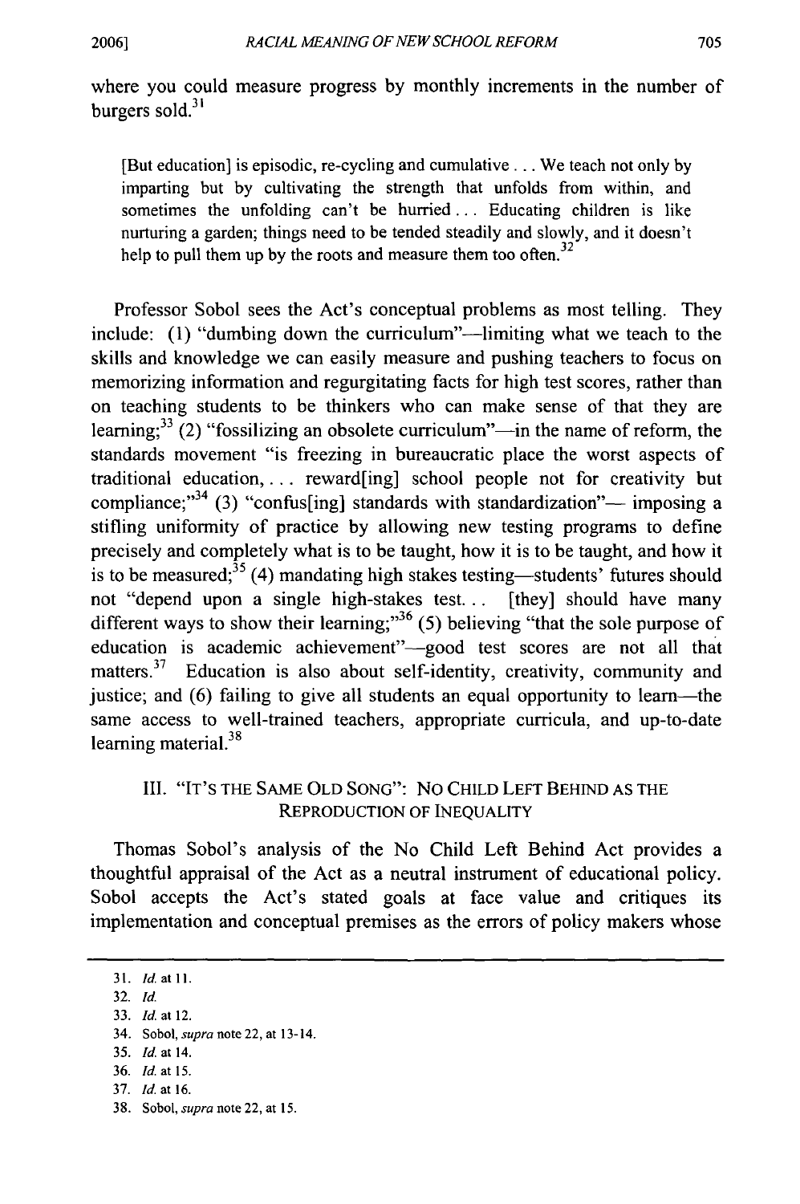where you could measure progress by monthly increments in the number of burgers sold.[31]

> [But education] is episodic, re-cycling and cumulative . . . We teach not only by imparting but by cultivating the strength that unfolds from within, and sometimes the unfolding can't be hurried . . . Educating children is like nurturing a garden; things need to be tended steadily and slowly, and it doesn't help to pull them up by the roots and measure them too often.[32]

Professor Sobol sees the Act's conceptual problems as most telling. They include: (1) "dumbing down the curriculum"—limiting what we teach to the skills and knowledge we can easily measure and pushing teachers to focus on memorizing information and regurgitating facts for high test scores, rather than on teaching students to be thinkers who can make sense of that they are learning;[33] (2) "fossilizing an obsolete curriculum"—in the name of reform, the standards movement "is freezing in bureaucratic place the worst aspects of traditional education, . . . reward[ing] school people not for creativity but compliance;"[34] (3) "confus[ing] standards with standardization"— imposing a stifling uniformity of practice by allowing new testing programs to define precisely and completely what is to be taught, how it is to be taught, and how it is to be measured;[35] (4) mandating high stakes testing—students' futures should not "depend upon a single high-stakes test. . . [they] should have many different ways to show their learning;"[36] (5) believing "that the sole purpose of education is academic achievement"—good test scores are not all that matters.[37] Education is also about self-identity, creativity, community and justice; and (6) failing to give all students an equal opportunity to learn—the same access to well-trained teachers, appropriate curricula, and up-to-date learning material.[38]

## III. "IT'S THE SAME OLD SONG": NO CHILD LEFT BEHIND AS THE REPRODUCTION OF INEQUALITY

Thomas Sobol's analysis of the No Child Left Behind Act provides a thoughtful appraisal of the Act as a neutral instrument of educational policy. Sobol accepts the Act's stated goals at face value and critiques its implementation and conceptual premises as the errors of policy makers whose

---

31. *Id.* at 11.
32. *Id.*
33. *Id.* at 12.
34. Sobol, *supra* note 22, at 13-14.
35. *Id.* at 14.
36. *Id.* at 15.
37. *Id.* at 16.
38. Sobol, *supra* note 22, at 15.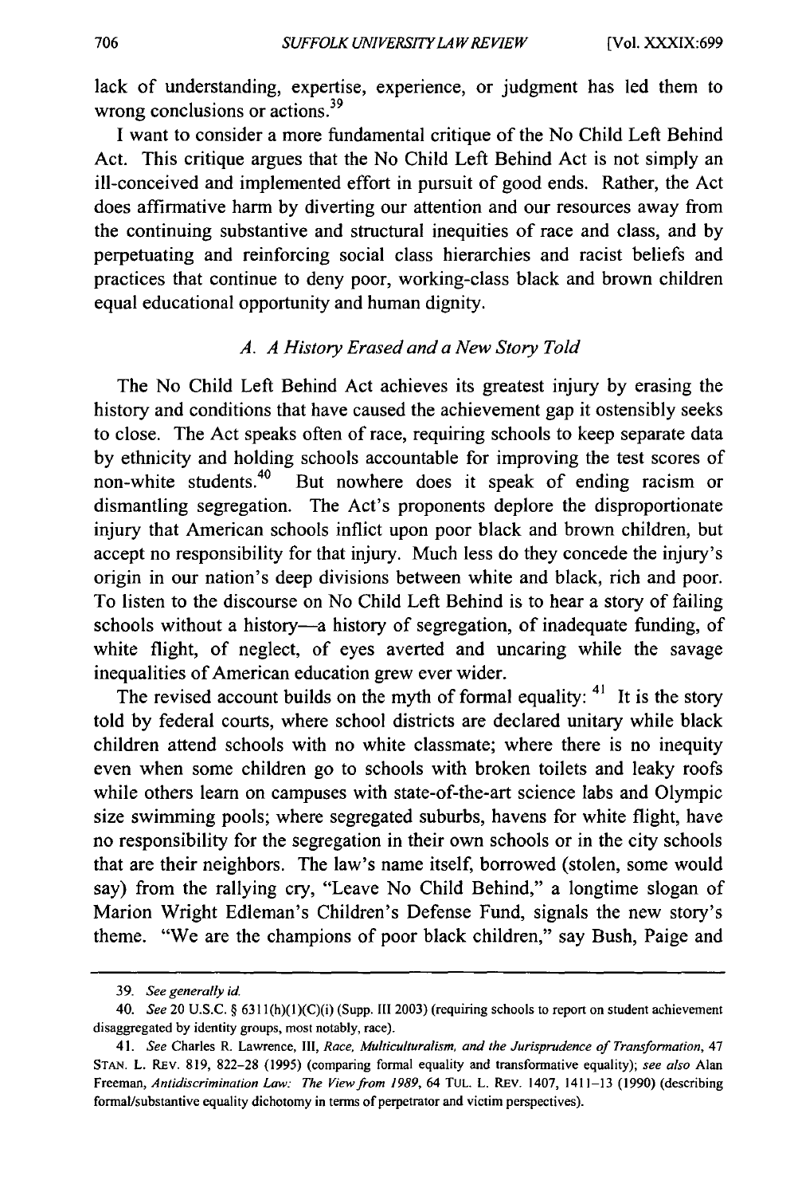lack of understanding, expertise, experience, or judgment has led them to wrong conclusions or actions.[39]

I want to consider a more fundamental critique of the No Child Left Behind Act. This critique argues that the No Child Left Behind Act is not simply an ill-conceived and implemented effort in pursuit of good ends. Rather, the Act does affirmative harm by diverting our attention and our resources away from the continuing substantive and structural inequities of race and class, and by perpetuating and reinforcing social class hierarchies and racist beliefs and practices that continue to deny poor, working-class black and brown children equal educational opportunity and human dignity.

### *A. A History Erased and a New Story Told*

The No Child Left Behind Act achieves its greatest injury by erasing the history and conditions that have caused the achievement gap it ostensibly seeks to close. The Act speaks often of race, requiring schools to keep separate data by ethnicity and holding schools accountable for improving the test scores of non-white students.[40] But nowhere does it speak of ending racism or dismantling segregation. The Act's proponents deplore the disproportionate injury that American schools inflict upon poor black and brown children, but accept no responsibility for that injury. Much less do they concede the injury's origin in our nation's deep divisions between white and black, rich and poor. To listen to the discourse on No Child Left Behind is to hear a story of failing schools without a history—a history of segregation, of inadequate funding, of white flight, of neglect, of eyes averted and uncaring while the savage inequalities of American education grew ever wider.

The revised account builds on the myth of formal equality:[41] It is the story told by federal courts, where school districts are declared unitary while black children attend schools with no white classmate; where there is no inequity even when some children go to schools with broken toilets and leaky roofs while others learn on campuses with state-of-the-art science labs and Olympic size swimming pools; where segregated suburbs, havens for white flight, have no responsibility for the segregation in their own schools or in the city schools that are their neighbors. The law's name itself, borrowed (stolen, some would say) from the rallying cry, "Leave No Child Behind," a longtime slogan of Marion Wright Edleman's Children's Defense Fund, signals the new story's theme. "We are the champions of poor black children," say Bush, Paige and

---

39. *See generally id.*

40. *See* 20 U.S.C. § 6311(h)(1)(C)(i) (Supp. III 2003) (requiring schools to report on student achievement disaggregated by identity groups, most notably, race).

41. *See* Charles R. Lawrence, III, *Race, Multiculturalism, and the Jurisprudence of Transformation*, 47 STAN. L. REV. 819, 822–28 (1995) (comparing formal equality and transformative equality); *see also* Alan Freeman, *Antidiscrimination Law: The View from 1989*, 64 TUL. L. REV. 1407, 1411–13 (1990) (describing formal/substantive equality dichotomy in terms of perpetrator and victim perspectives).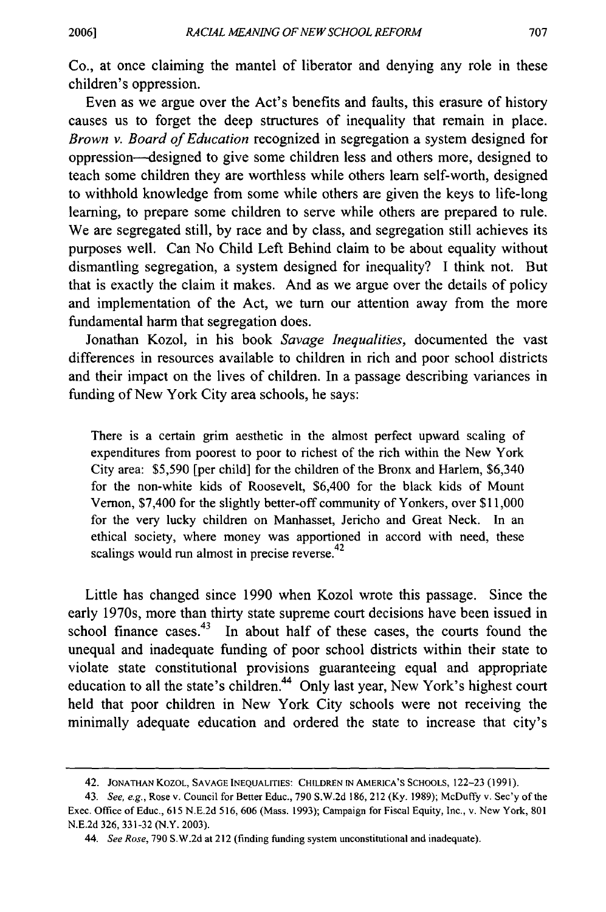Co., at once claiming the mantel of liberator and denying any role in these children's oppression.

Even as we argue over the Act's benefits and faults, this erasure of history causes us to forget the deep structures of inequality that remain in place. *Brown v. Board of Education* recognized in segregation a system designed for oppression—designed to give some children less and others more, designed to teach some children they are worthless while others learn self-worth, designed to withhold knowledge from some while others are given the keys to life-long learning, to prepare some children to serve while others are prepared to rule. We are segregated still, by race and by class, and segregation still achieves its purposes well. Can No Child Left Behind claim to be about equality without dismantling segregation, a system designed for inequality? I think not. But that is exactly the claim it makes. And as we argue over the details of policy and implementation of the Act, we turn our attention away from the more fundamental harm that segregation does.

Jonathan Kozol, in his book *Savage Inequalities,* documented the vast differences in resources available to children in rich and poor school districts and their impact on the lives of children. In a passage describing variances in funding of New York City area schools, he says:

> There is a certain grim aesthetic in the almost perfect upward scaling of expenditures from poorest to poor to richest of the rich within the New York City area: $5,590 [per child] for the children of the Bronx and Harlem, $6,340 for the non-white kids of Roosevelt, $6,400 for the black kids of Mount Vernon, $7,400 for the slightly better-off community of Yonkers, over $11,000 for the very lucky children on Manhasset, Jericho and Great Neck. In an ethical society, where money was apportioned in accord with need, these scalings would run almost in precise reverse.[42]

Little has changed since 1990 when Kozol wrote this passage. Since the early 1970s, more than thirty state supreme court decisions have been issued in school finance cases.[43] In about half of these cases, the courts found the unequal and inadequate funding of poor school districts within their state to violate state constitutional provisions guaranteeing equal and appropriate education to all the state's children.[44] Only last year, New York's highest court held that poor children in New York City schools were not receiving the minimally adequate education and ordered the state to increase that city's

---

42. JONATHAN KOZOL, SAVAGE INEQUALITIES: CHILDREN IN AMERICA'S SCHOOLS, 122–23 (1991).

43. *See, e.g.*, Rose v. Council for Better Educ., 790 S.W.2d 186, 212 (Ky. 1989); McDuffy v. Sec'y of the Exec. Office of Educ., 615 N.E.2d 516, 606 (Mass. 1993); Campaign for Fiscal Equity, Inc., v. New York, 801 N.E.2d 326, 331-32 (N.Y. 2003).

44. *See Rose*, 790 S.W.2d at 212 (finding funding system unconstitutional and inadequate).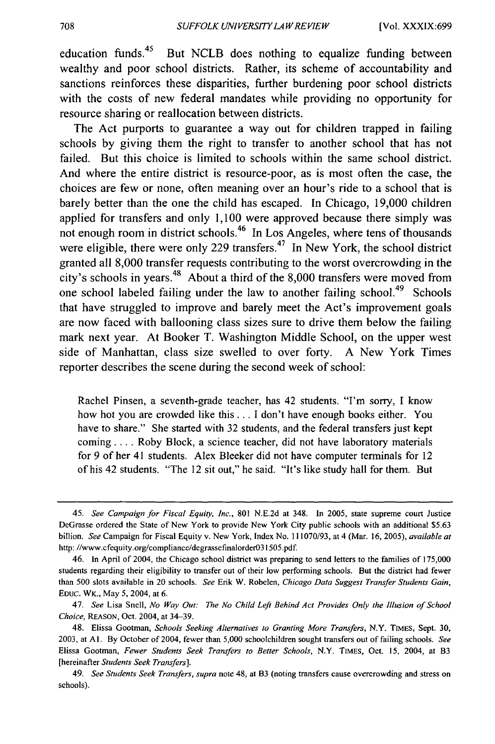education funds.[45] But NCLB does nothing to equalize funding between wealthy and poor school districts. Rather, its scheme of accountability and sanctions reinforces these disparities, further burdening poor school districts with the costs of new federal mandates while providing no opportunity for resource sharing or reallocation between districts.

The Act purports to guarantee a way out for children trapped in failing schools by giving them the right to transfer to another school that has not failed. But this choice is limited to schools within the same school district. And where the entire district is resource-poor, as is most often the case, the choices are few or none, often meaning over an hour's ride to a school that is barely better than the one the child has escaped. In Chicago, 19,000 children applied for transfers and only 1,100 were approved because there simply was not enough room in district schools.[46] In Los Angeles, where tens of thousands were eligible, there were only 229 transfers.[47] In New York, the school district granted all 8,000 transfer requests contributing to the worst overcrowding in the city's schools in years.[48] About a third of the 8,000 transfers were moved from one school labeled failing under the law to another failing school.[49] Schools that have struggled to improve and barely meet the Act's improvement goals are now faced with ballooning class sizes sure to drive them below the failing mark next year. At Booker T. Washington Middle School, on the upper west side of Manhattan, class size swelled to over forty. A New York Times reporter describes the scene during the second week of school:

> Rachel Pinsen, a seventh-grade teacher, has 42 students. "I'm sorry, I know how hot you are crowded like this . . . I don't have enough books either. You have to share." She started with 32 students, and the federal transfers just kept coming . . . . Roby Block, a science teacher, did not have laboratory materials for 9 of her 41 students. Alex Bleeker did not have computer terminals for 12 of his 42 students. "The 12 sit out," he said. "It's like study hall for them. But

---

45. *See Campaign for Fiscal Equity, Inc.*, 801 N.E.2d at 348. In 2005, state supreme court Justice DeGrasse ordered the State of New York to provide New York City public schools with an additional $5.63 billion. *See* Campaign for Fiscal Equity v. New York, Index No. 111070/93, at 4 (Mar. 16, 2005), *available at* http: //www.cfequity.org/compliance/degrassefinalorder031505.pdf.

46. In April of 2004, the Chicago school district was preparing to send letters to the families of 175,000 students regarding their eligibility to transfer out of their low performing schools. But the district had fewer than 500 slots available in 20 schools. *See* Erik W. Robelen, *Chicago Data Suggest Transfer Students Gain*, EDUC. WK., May 5, 2004, at 6.

47. *See* Lisa Snell, *No Way Out: The No Child Left Behind Act Provides Only the Illusion of School Choice*, REASON, Oct. 2004, at 34–39.

48. Elissa Gootman, *Schools Seeking Alternatives to Granting More Transfers*, N.Y. TIMES, Sept. 30, 2003, at A1. By October of 2004, fewer than 5,000 schoolchildren sought transfers out of failing schools. *See* Elissa Gootman, *Fewer Students Seek Transfers to Better Schools*, N.Y. TIMES, Oct. 15, 2004, at B3 [hereinafter *Students Seek Transfers*].

49. *See Students Seek Transfers*, *supra* note 48, at B3 (noting transfers cause overcrowding and stress on schools).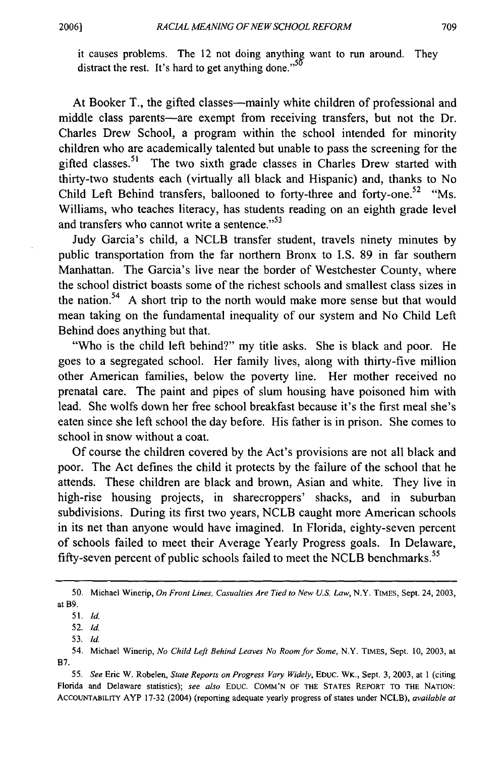it causes problems. The 12 not doing anything want to run around. They distract the rest. It's hard to get anything done."[50]

At Booker T., the gifted classes—mainly white children of professional and middle class parents—are exempt from receiving transfers, but not the Dr. Charles Drew School, a program within the school intended for minority children who are academically talented but unable to pass the screening for the gifted classes.[51] The two sixth grade classes in Charles Drew started with thirty-two students each (virtually all black and Hispanic) and, thanks to No Child Left Behind transfers, ballooned to forty-three and forty-one.[52] "Ms. Williams, who teaches literacy, has students reading on an eighth grade level and transfers who cannot write a sentence."[53]

Judy Garcia's child, a NCLB transfer student, travels ninety minutes by public transportation from the far northern Bronx to I.S. 89 in far southern Manhattan. The Garcia's live near the border of Westchester County, where the school district boasts some of the richest schools and smallest class sizes in the nation.[54] A short trip to the north would make more sense but that would mean taking on the fundamental inequality of our system and No Child Left Behind does anything but that.

"Who is the child left behind?" my title asks. She is black and poor. He goes to a segregated school. Her family lives, along with thirty-five million other American families, below the poverty line. Her mother received no prenatal care. The paint and pipes of slum housing have poisoned him with lead. She wolfs down her free school breakfast because it's the first meal she's eaten since she left school the day before. His father is in prison. She comes to school in snow without a coat.

Of course the children covered by the Act's provisions are not all black and poor. The Act defines the child it protects by the failure of the school that he attends. These children are black and brown, Asian and white. They live in high-rise housing projects, in sharecroppers' shacks, and in suburban subdivisions. During its first two years, NCLB caught more American schools in its net than anyone would have imagined. In Florida, eighty-seven percent of schools failed to meet their Average Yearly Progress goals. In Delaware, fifty-seven percent of public schools failed to meet the NCLB benchmarks.[55]

---

50. Michael Winerip, *On Front Lines, Casualties Are Tied to New U.S. Law*, N.Y. TIMES, Sept. 24, 2003, at B9.

51. *Id.*

52. *Id.*

53. *Id.*

54. Michael Winerip, *No Child Left Behind Leaves No Room for Some*, N.Y. TIMES, Sept. 10, 2003, at B7.

55. *See* Eric W. Robelen, *State Reports on Progress Vary Widely*, EDUC. WK., Sept. 3, 2003, at 1 (citing Florida and Delaware statistics); *see also* EDUC. COMM'N OF THE STATES REPORT TO THE NATION: ACCOUNTABILITY AYP 17-32 (2004) (reporting adequate yearly progress of states under NCLB), *available at*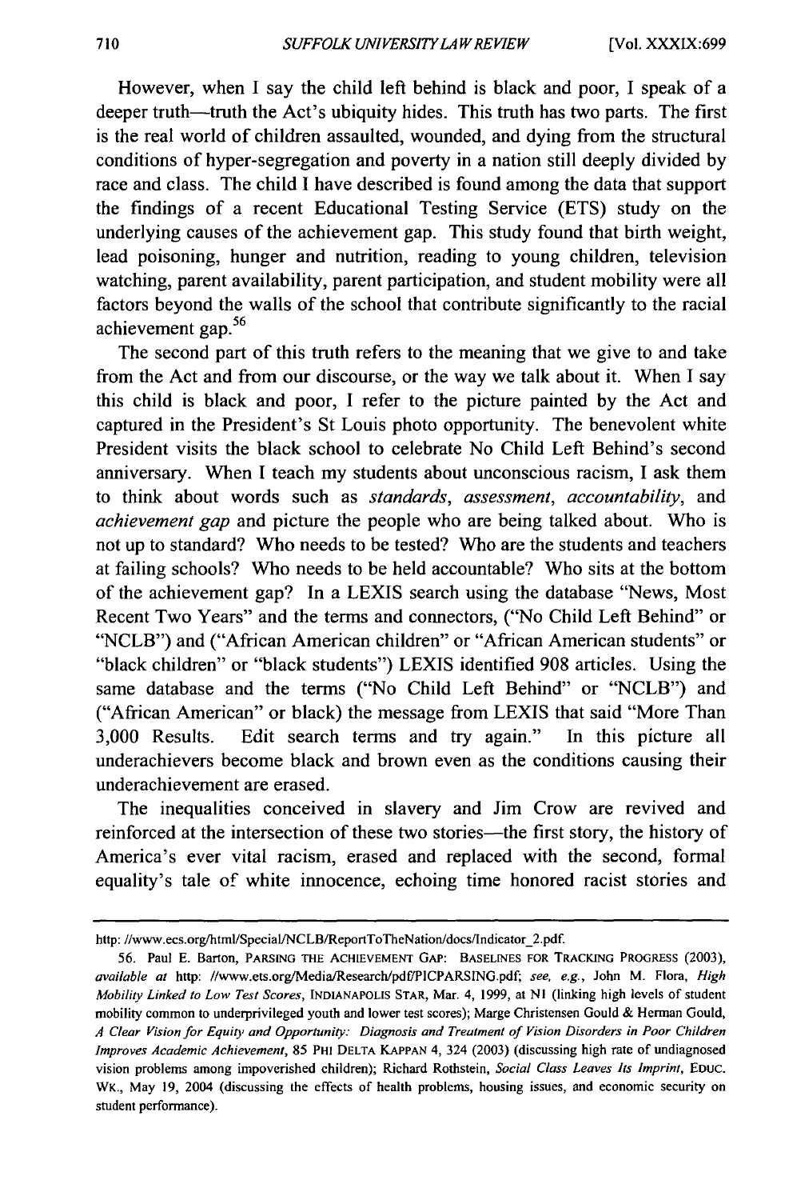However, when I say the child left behind is black and poor, I speak of a deeper truth—truth the Act's ubiquity hides. This truth has two parts. The first is the real world of children assaulted, wounded, and dying from the structural conditions of hyper-segregation and poverty in a nation still deeply divided by race and class. The child I have described is found among the data that support the findings of a recent Educational Testing Service (ETS) study on the underlying causes of the achievement gap. This study found that birth weight, lead poisoning, hunger and nutrition, reading to young children, television watching, parent availability, parent participation, and student mobility were all factors beyond the walls of the school that contribute significantly to the racial achievement gap.[56]

The second part of this truth refers to the meaning that we give to and take from the Act and from our discourse, or the way we talk about it. When I say this child is black and poor, I refer to the picture painted by the Act and captured in the President's St Louis photo opportunity. The benevolent white President visits the black school to celebrate No Child Left Behind's second anniversary. When I teach my students about unconscious racism, I ask them to think about words such as *standards*, *assessment*, *accountability*, and *achievement gap* and picture the people who are being talked about. Who is not up to standard? Who needs to be tested? Who are the students and teachers at failing schools? Who needs to be held accountable? Who sits at the bottom of the achievement gap? In a LEXIS search using the database "News, Most Recent Two Years" and the terms and connectors, ("No Child Left Behind" or "NCLB") and ("African American children" or "African American students" or "black children" or "black students") LEXIS identified 908 articles. Using the same database and the terms ("No Child Left Behind" or "NCLB") and ("African American" or black) the message from LEXIS that said "More Than 3,000 Results. Edit search terms and try again." In this picture all underachievers become black and brown even as the conditions causing their underachievement are erased.

The inequalities conceived in slavery and Jim Crow are revived and reinforced at the intersection of these two stories—the first story, the history of America's ever vital racism, erased and replaced with the second, formal equality's tale of white innocence, echoing time honored racist stories and

---

http: //www.ecs.org/html/Special/NCLB/ReportToTheNation/docs/Indicator_2.pdf.

56. Paul E. Barton, PARSING THE ACHIEVEMENT GAP: BASELINES FOR TRACKING PROGRESS (2003), *available at* http: //www.ets.org/Media/Research/pdf/PICPARSING.pdf; *see, e.g.*, John M. Flora, *High Mobility Linked to Low Test Scores*, INDIANAPOLIS STAR, Mar. 4, 1999, at N1 (linking high levels of student mobility common to underprivileged youth and lower test scores); Marge Christensen Gould & Herman Gould, *A Clear Vision for Equity and Opportunity: Diagnosis and Treatment of Vision Disorders in Poor Children Improves Academic Achievement*, 85 PHI DELTA KAPPAN 4, 324 (2003) (discussing high rate of undiagnosed vision problems among impoverished children); Richard Rothstein, *Social Class Leaves Its Imprint*, EDUC. WK., May 19, 2004 (discussing the effects of health problems, housing issues, and economic security on student performance).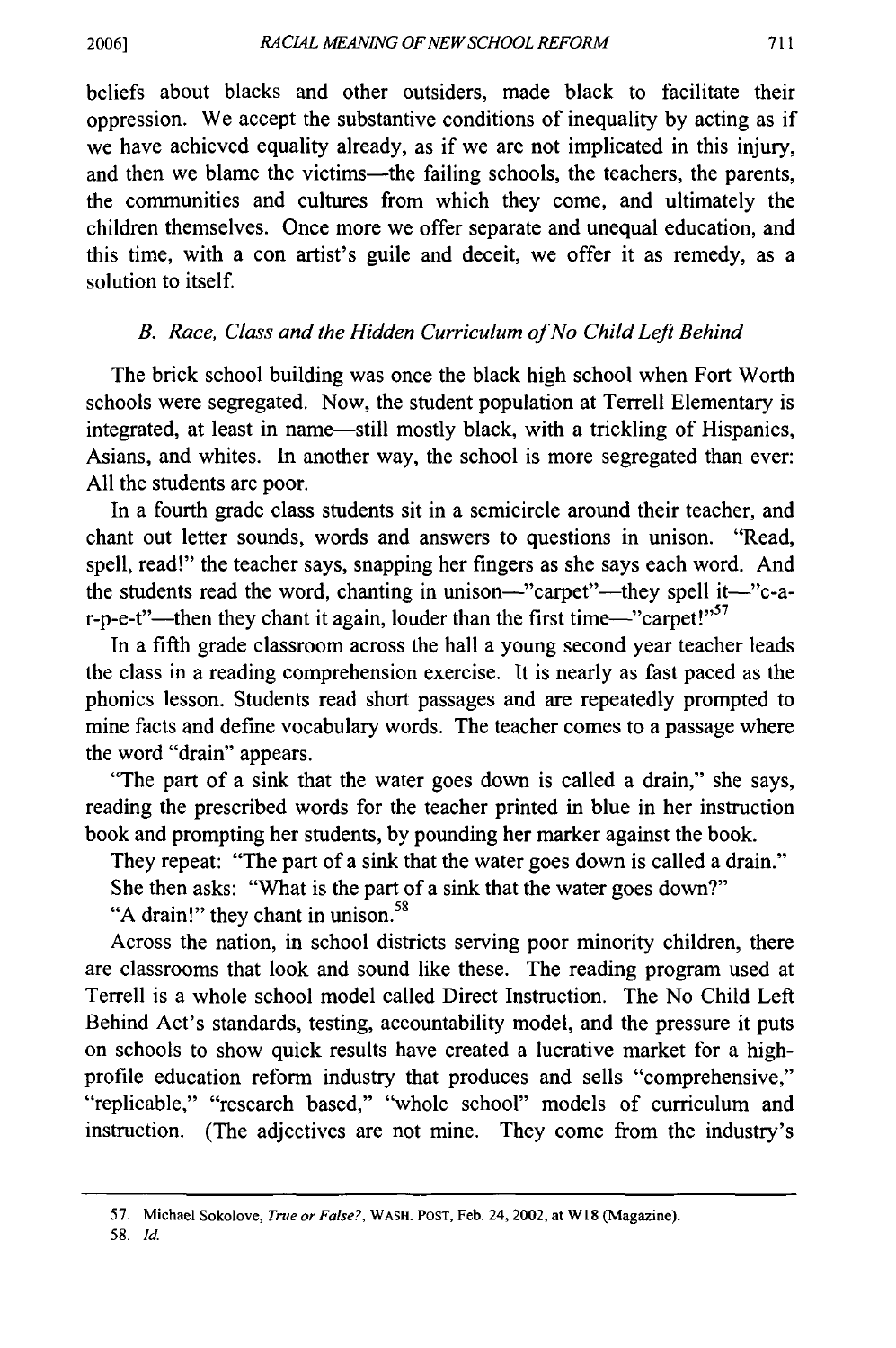beliefs about blacks and other outsiders, made black to facilitate their oppression. We accept the substantive conditions of inequality by acting as if we have achieved equality already, as if we are not implicated in this injury, and then we blame the victims—the failing schools, the teachers, the parents, the communities and cultures from which they come, and ultimately the children themselves. Once more we offer separate and unequal education, and this time, with a con artist's guile and deceit, we offer it as remedy, as a solution to itself.

### *B. Race, Class and the Hidden Curriculum of No Child Left Behind*

The brick school building was once the black high school when Fort Worth schools were segregated. Now, the student population at Terrell Elementary is integrated, at least in name—still mostly black, with a trickling of Hispanics, Asians, and whites. In another way, the school is more segregated than ever: All the students are poor.

In a fourth grade class students sit in a semicircle around their teacher, and chant out letter sounds, words and answers to questions in unison. "Read, spell, read!" the teacher says, snapping her fingers as she says each word. And the students read the word, chanting in unison—"carpet"—they spell it—"c-a-r-p-e-t"—then they chant it again, louder than the first time—"carpet!"[57]

In a fifth grade classroom across the hall a young second year teacher leads the class in a reading comprehension exercise. It is nearly as fast paced as the phonics lesson. Students read short passages and are repeatedly prompted to mine facts and define vocabulary words. The teacher comes to a passage where the word "drain" appears.

"The part of a sink that the water goes down is called a drain," she says, reading the prescribed words for the teacher printed in blue in her instruction book and prompting her students, by pounding her marker against the book.

They repeat: "The part of a sink that the water goes down is called a drain."

She then asks: "What is the part of a sink that the water goes down?"

"A drain!" they chant in unison.[58]

Across the nation, in school districts serving poor minority children, there are classrooms that look and sound like these. The reading program used at Terrell is a whole school model called Direct Instruction. The No Child Left Behind Act's standards, testing, accountability model, and the pressure it puts on schools to show quick results have created a lucrative market for a high-profile education reform industry that produces and sells "comprehensive," "replicable," "research based," "whole school" models of curriculum and instruction. (The adjectives are not mine. They come from the industry's

---

57. Michael Sokolove, *True or False?*, WASH. POST, Feb. 24, 2002, at W18 (Magazine).

58. *Id.*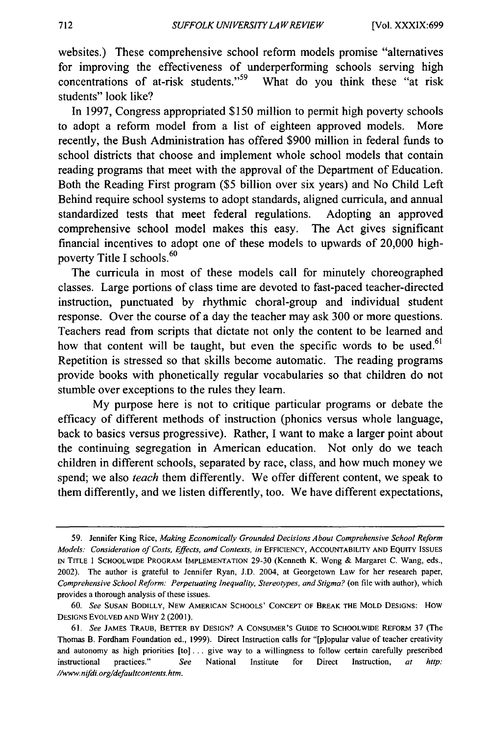websites.) These comprehensive school reform models promise "alternatives for improving the effectiveness of underperforming schools serving high concentrations of at-risk students."[59] What do you think these "at risk students" look like?

In 1997, Congress appropriated $150 million to permit high poverty schools to adopt a reform model from a list of eighteen approved models. More recently, the Bush Administration has offered $900 million in federal funds to school districts that choose and implement whole school models that contain reading programs that meet with the approval of the Department of Education. Both the Reading First program ($5 billion over six years) and No Child Left Behind require school systems to adopt standards, aligned curricula, and annual standardized tests that meet federal regulations. Adopting an approved comprehensive school model makes this easy. The Act gives significant financial incentives to adopt one of these models to upwards of 20,000 high-poverty Title I schools.[60]

The curricula in most of these models call for minutely choreographed classes. Large portions of class time are devoted to fast-paced teacher-directed instruction, punctuated by rhythmic choral-group and individual student response. Over the course of a day the teacher may ask 300 or more questions. Teachers read from scripts that dictate not only the content to be learned and how that content will be taught, but even the specific words to be used.[61] Repetition is stressed so that skills become automatic. The reading programs provide books with phonetically regular vocabularies so that children do not stumble over exceptions to the rules they learn.

My purpose here is not to critique particular programs or debate the efficacy of different methods of instruction (phonics versus whole language, back to basics versus progressive). Rather, I want to make a larger point about the continuing segregation in American education. Not only do we teach children in different schools, separated by race, class, and how much money we spend; we also *teach* them differently. We offer different content, we speak to them differently, and we listen differently, too. We have different expectations,

---

59. Jennifer King Rice, *Making Economically Grounded Decisions About Comprehensive School Reform Models: Consideration of Costs, Effects, and Contexts*, *in* EFFICIENCY, ACCOUNTABILITY AND EQUITY ISSUES IN TITLE 1 SCHOOLWIDE PROGRAM IMPLEMENTATION 29-30 (Kenneth K. Wong & Margaret C. Wang, eds., 2002). The author is grateful to Jennifer Ryan, J.D. 2004, at Georgetown Law for her research paper, *Comprehensive School Reform: Perpetuating Inequality, Stereotypes, and Stigma?* (on file with author), which provides a thorough analysis of these issues.

60. *See* SUSAN BODILLY, NEW AMERICAN SCHOOLS' CONCEPT OF BREAK THE MOLD DESIGNS: HOW DESIGNS EVOLVED AND WHY 2 (2001).

61. *See* JAMES TRAUB, BETTER BY DESIGN? A CONSUMER'S GUIDE TO SCHOOLWIDE REFORM 37 (The Thomas B. Fordham Foundation ed., 1999). Direct Instruction calls for "[p]opular value of teacher creativity and autonomy as high priorities [to] . . . give way to a willingness to follow certain carefully prescribed instructional practices." *See* National Institute for Direct Instruction, *at* *http://www.nifdi.org/defaultcontents.htm*.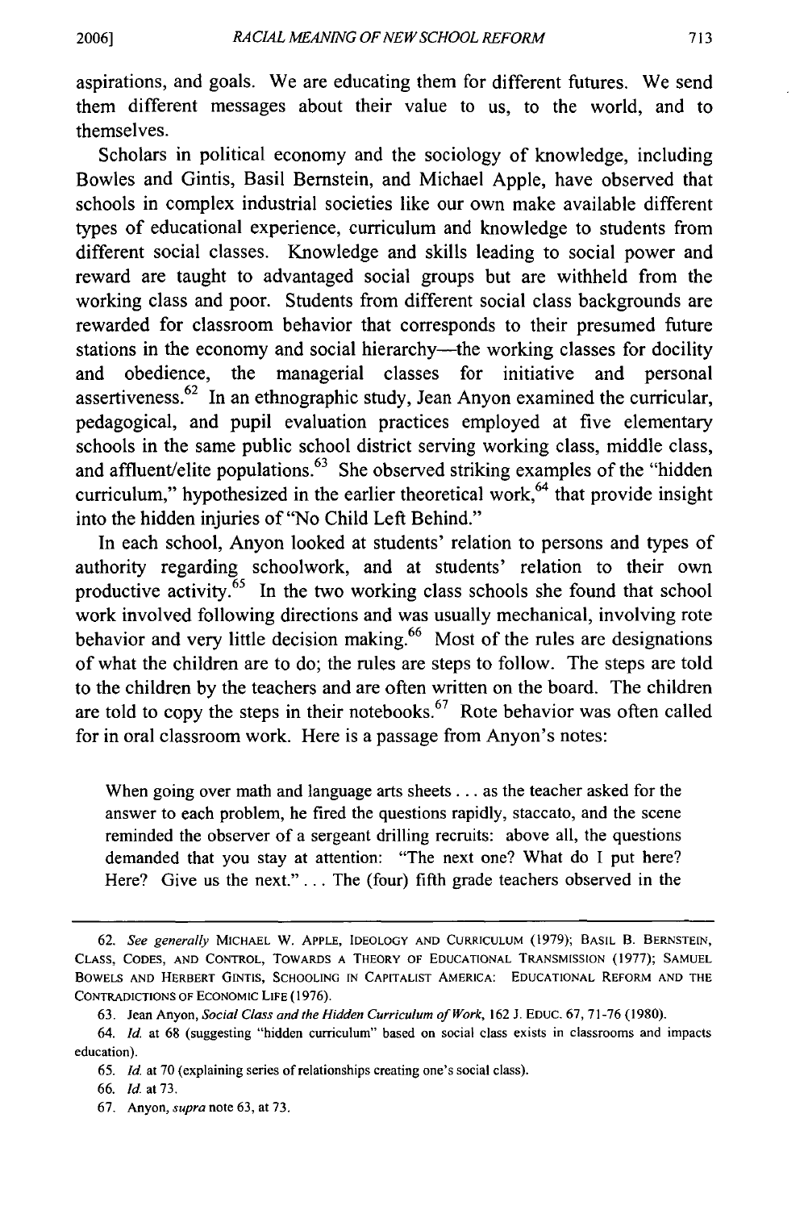aspirations, and goals. We are educating them for different futures. We send them different messages about their value to us, to the world, and to themselves.

Scholars in political economy and the sociology of knowledge, including Bowles and Gintis, Basil Bernstein, and Michael Apple, have observed that schools in complex industrial societies like our own make available different types of educational experience, curriculum and knowledge to students from different social classes. Knowledge and skills leading to social power and reward are taught to advantaged social groups but are withheld from the working class and poor. Students from different social class backgrounds are rewarded for classroom behavior that corresponds to their presumed future stations in the economy and social hierarchy—the working classes for docility and obedience, the managerial classes for initiative and personal assertiveness.[62] In an ethnographic study, Jean Anyon examined the curricular, pedagogical, and pupil evaluation practices employed at five elementary schools in the same public school district serving working class, middle class, and affluent/elite populations.[63] She observed striking examples of the "hidden curriculum," hypothesized in the earlier theoretical work,[64] that provide insight into the hidden injuries of "No Child Left Behind."

In each school, Anyon looked at students' relation to persons and types of authority regarding schoolwork, and at students' relation to their own productive activity.[65] In the two working class schools she found that school work involved following directions and was usually mechanical, involving rote behavior and very little decision making.[66] Most of the rules are designations of what the children are to do; the rules are steps to follow. The steps are told to the children by the teachers and are often written on the board. The children are told to copy the steps in their notebooks.[67] Rote behavior was often called for in oral classroom work. Here is a passage from Anyon's notes:

> When going over math and language arts sheets . . . as the teacher asked for the answer to each problem, he fired the questions rapidly, staccato, and the scene reminded the observer of a sergeant drilling recruits: above all, the questions demanded that you stay at attention: "The next one? What do I put here? Here? Give us the next." . . . The (four) fifth grade teachers observed in the

---

62. *See generally* MICHAEL W. APPLE, IDEOLOGY AND CURRICULUM (1979); BASIL B. BERNSTEIN, CLASS, CODES, AND CONTROL, TOWARDS A THEORY OF EDUCATIONAL TRANSMISSION (1977); SAMUEL BOWELS AND HERBERT GINTIS, SCHOOLING IN CAPITALIST AMERICA: EDUCATIONAL REFORM AND THE CONTRADICTIONS OF ECONOMIC LIFE (1976).

63. Jean Anyon, *Social Class and the Hidden Curriculum of Work*, 162 J. EDUC. 67, 71-76 (1980).

64. *Id.* at 68 (suggesting "hidden curriculum" based on social class exists in classrooms and impacts education).

65. *Id.* at 70 (explaining series of relationships creating one's social class).

66. *Id.* at 73.

67. Anyon, *supra* note 63, at 73.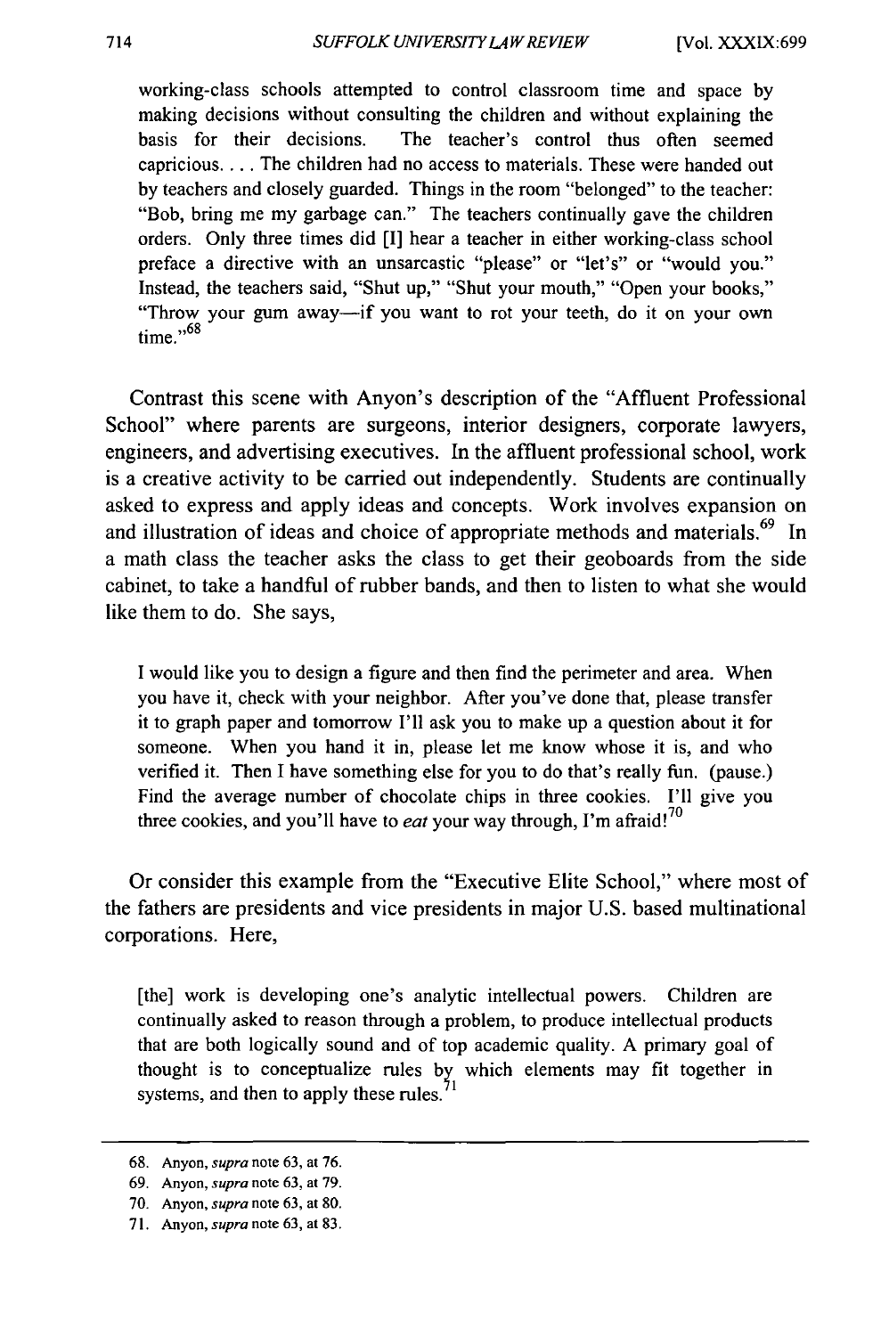> working-class schools attempted to control classroom time and space by making decisions without consulting the children and without explaining the basis for their decisions. The teacher's control thus often seemed capricious. . . . The children had no access to materials. These were handed out by teachers and closely guarded. Things in the room "belonged" to the teacher: "Bob, bring me my garbage can." The teachers continually gave the children orders. Only three times did [I] hear a teacher in either working-class school preface a directive with an unsarcastic "please" or "let's" or "would you." Instead, the teachers said, "Shut up," "Shut your mouth," "Open your books," "Throw your gum away—if you want to rot your teeth, do it on your own time."[68]

Contrast this scene with Anyon's description of the "Affluent Professional School" where parents are surgeons, interior designers, corporate lawyers, engineers, and advertising executives. In the affluent professional school, work is a creative activity to be carried out independently. Students are continually asked to express and apply ideas and concepts. Work involves expansion on and illustration of ideas and choice of appropriate methods and materials.[69] In a math class the teacher asks the class to get their geoboards from the side cabinet, to take a handful of rubber bands, and then to listen to what she would like them to do. She says,

> I would like you to design a figure and then find the perimeter and area. When you have it, check with your neighbor. After you've done that, please transfer it to graph paper and tomorrow I'll ask you to make up a question about it for someone. When you hand it in, please let me know whose it is, and who verified it. Then I have something else for you to do that's really fun. (pause.) Find the average number of chocolate chips in three cookies. I'll give you three cookies, and you'll have to *eat* your way through, I'm afraid![70]

Or consider this example from the "Executive Elite School," where most of the fathers are presidents and vice presidents in major U.S. based multinational corporations. Here,

> [the] work is developing one's analytic intellectual powers. Children are continually asked to reason through a problem, to produce intellectual products that are both logically sound and of top academic quality. A primary goal of thought is to conceptualize rules by which elements may fit together in systems, and then to apply these rules.[71]

---

68. Anyon, *supra* note 63, at 76.
69. Anyon, *supra* note 63, at 79.
70. Anyon, *supra* note 63, at 80.
71. Anyon, *supra* note 63, at 83.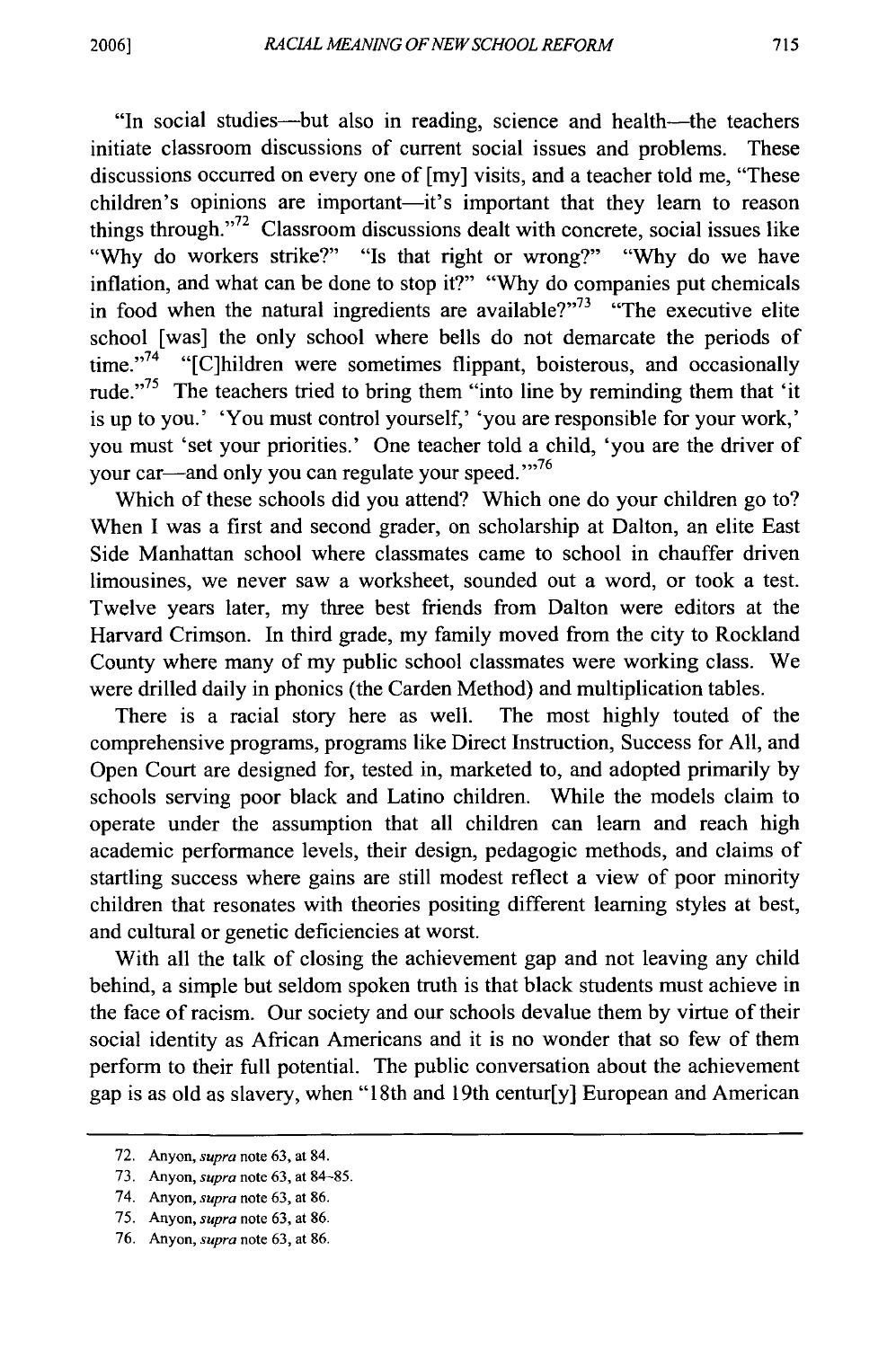"In social studies—but also in reading, science and health—the teachers initiate classroom discussions of current social issues and problems. These discussions occurred on every one of [my] visits, and a teacher told me, "These children's opinions are important—it's important that they learn to reason things through."[72] Classroom discussions dealt with concrete, social issues like "Why do workers strike?" "Is that right or wrong?" "Why do we have inflation, and what can be done to stop it?" "Why do companies put chemicals in food when the natural ingredients are available?"[73] "The executive elite school [was] the only school where bells do not demarcate the periods of time."[74] "[C]hildren were sometimes flippant, boisterous, and occasionally rude."[75] The teachers tried to bring them "into line by reminding them that 'it is up to you.' 'You must control yourself,' 'you are responsible for your work,' you must 'set your priorities.' One teacher told a child, 'you are the driver of your car—and only you can regulate your speed.'"[76]

Which of these schools did you attend? Which one do your children go to? When I was a first and second grader, on scholarship at Dalton, an elite East Side Manhattan school where classmates came to school in chauffer driven limousines, we never saw a worksheet, sounded out a word, or took a test. Twelve years later, my three best friends from Dalton were editors at the Harvard Crimson. In third grade, my family moved from the city to Rockland County where many of my public school classmates were working class. We were drilled daily in phonics (the Carden Method) and multiplication tables.

There is a racial story here as well. The most highly touted of the comprehensive programs, programs like Direct Instruction, Success for All, and Open Court are designed for, tested in, marketed to, and adopted primarily by schools serving poor black and Latino children. While the models claim to operate under the assumption that all children can learn and reach high academic performance levels, their design, pedagogic methods, and claims of startling success where gains are still modest reflect a view of poor minority children that resonates with theories positing different learning styles at best, and cultural or genetic deficiencies at worst.

With all the talk of closing the achievement gap and not leaving any child behind, a simple but seldom spoken truth is that black students must achieve in the face of racism. Our society and our schools devalue them by virtue of their social identity as African Americans and it is no wonder that so few of them perform to their full potential. The public conversation about the achievement gap is as old as slavery, when "18th and 19th centur[y] European and American

---

72. Anyon, *supra* note 63, at 84.

73. Anyon, *supra* note 63, at 84–85.

74. Anyon, *supra* note 63, at 86.

75. Anyon, *supra* note 63, at 86.

76. Anyon, *supra* note 63, at 86.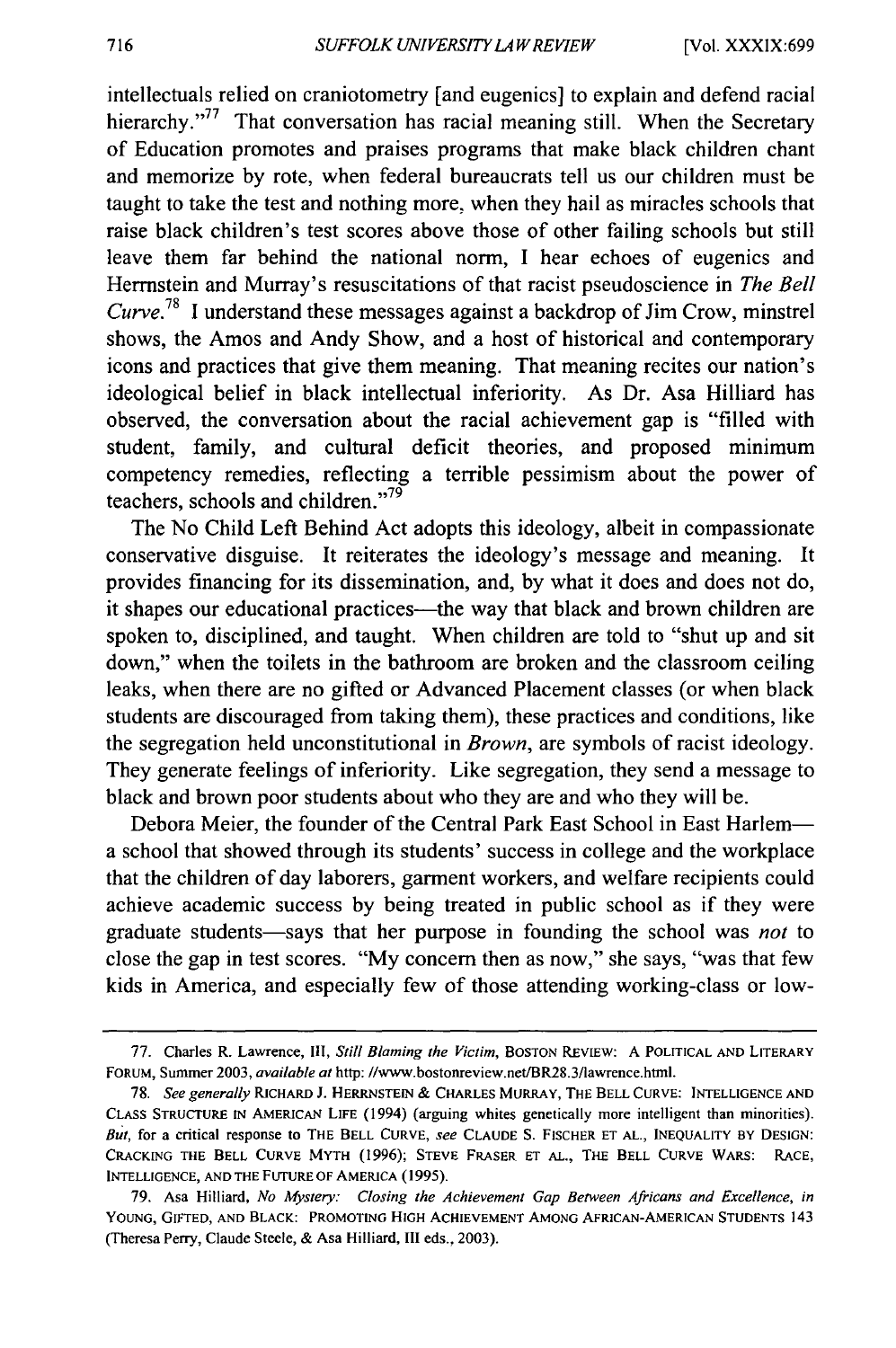intellectuals relied on craniotometry [and eugenics] to explain and defend racial hierarchy."[77] That conversation has racial meaning still. When the Secretary of Education promotes and praises programs that make black children chant and memorize by rote, when federal bureaucrats tell us our children must be taught to take the test and nothing more, when they hail as miracles schools that raise black children's test scores above those of other failing schools but still leave them far behind the national norm, I hear echoes of eugenics and Herrnstein and Murray's resuscitations of that racist pseudoscience in *The Bell Curve*.[78] I understand these messages against a backdrop of Jim Crow, minstrel shows, the Amos and Andy Show, and a host of historical and contemporary icons and practices that give them meaning. That meaning recites our nation's ideological belief in black intellectual inferiority. As Dr. Asa Hilliard has observed, the conversation about the racial achievement gap is "filled with student, family, and cultural deficit theories, and proposed minimum competency remedies, reflecting a terrible pessimism about the power of teachers, schools and children."[79]

The No Child Left Behind Act adopts this ideology, albeit in compassionate conservative disguise. It reiterates the ideology's message and meaning. It provides financing for its dissemination, and, by what it does and does not do, it shapes our educational practices—the way that black and brown children are spoken to, disciplined, and taught. When children are told to "shut up and sit down," when the toilets in the bathroom are broken and the classroom ceiling leaks, when there are no gifted or Advanced Placement classes (or when black students are discouraged from taking them), these practices and conditions, like the segregation held unconstitutional in *Brown*, are symbols of racist ideology. They generate feelings of inferiority. Like segregation, they send a message to black and brown poor students about who they are and who they will be.

Debora Meier, the founder of the Central Park East School in East Harlem—a school that showed through its students' success in college and the workplace that the children of day laborers, garment workers, and welfare recipients could achieve academic success by being treated in public school as if they were graduate students—says that her purpose in founding the school was *not* to close the gap in test scores. "My concern then as now," she says, "was that few kids in America, and especially few of those attending working-class or low-

---

77. Charles R. Lawrence, III, *Still Blaming the Victim*, BOSTON REVIEW: A POLITICAL AND LITERARY FORUM, Summer 2003, *available at* http: //www.bostonreview.net/BR28.3/lawrence.html.

78. *See generally* RICHARD J. HERRNSTEIN & CHARLES MURRAY, THE BELL CURVE: INTELLIGENCE AND CLASS STRUCTURE IN AMERICAN LIFE (1994) (arguing whites genetically more intelligent than minorities). *But*, for a critical response to THE BELL CURVE, *see* CLAUDE S. FISCHER ET AL., INEQUALITY BY DESIGN: CRACKING THE BELL CURVE MYTH (1996); STEVE FRASER ET AL., THE BELL CURVE WARS: RACE, INTELLIGENCE, AND THE FUTURE OF AMERICA (1995).

79. Asa Hilliard, *No Mystery: Closing the Achievement Gap Between Africans and Excellence*, *in* YOUNG, GIFTED, AND BLACK: PROMOTING HIGH ACHIEVEMENT AMONG AFRICAN-AMERICAN STUDENTS 143 (Theresa Perry, Claude Steele, & Asa Hilliard, III eds., 2003).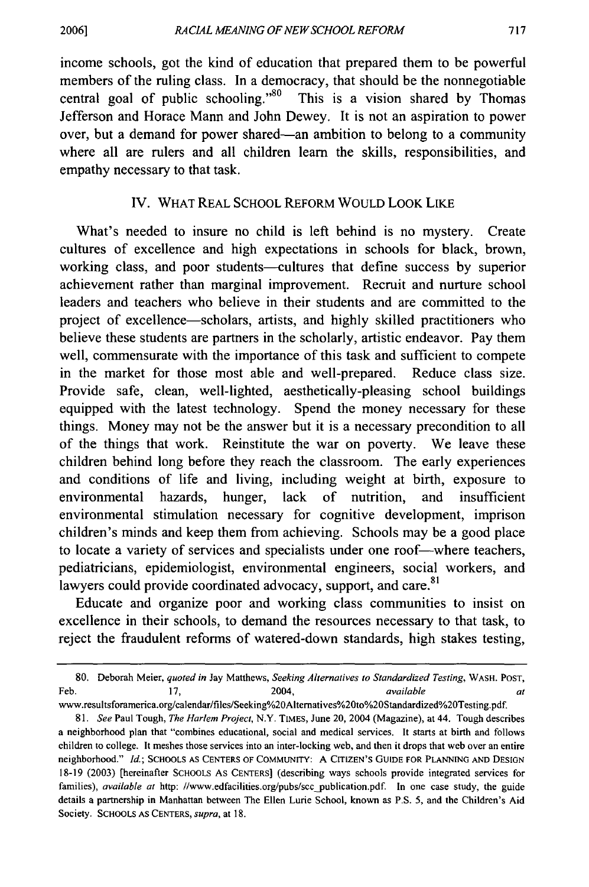income schools, got the kind of education that prepared them to be powerful members of the ruling class. In a democracy, that should be the nonnegotiable central goal of public schooling."[80] This is a vision shared by Thomas Jefferson and Horace Mann and John Dewey. It is not an aspiration to power over, but a demand for power shared—an ambition to belong to a community where all are rulers and all children learn the skills, responsibilities, and empathy necessary to that task.

## IV. WHAT REAL SCHOOL REFORM WOULD LOOK LIKE

What's needed to insure no child is left behind is no mystery. Create cultures of excellence and high expectations in schools for black, brown, working class, and poor students—cultures that define success by superior achievement rather than marginal improvement. Recruit and nurture school leaders and teachers who believe in their students and are committed to the project of excellence—scholars, artists, and highly skilled practitioners who believe these students are partners in the scholarly, artistic endeavor. Pay them well, commensurate with the importance of this task and sufficient to compete in the market for those most able and well-prepared. Reduce class size. Provide safe, clean, well-lighted, aesthetically-pleasing school buildings equipped with the latest technology. Spend the money necessary for these things. Money may not be the answer but it is a necessary precondition to all of the things that work. Reinstitute the war on poverty. We leave these children behind long before they reach the classroom. The early experiences and conditions of life and living, including weight at birth, exposure to environmental hazards, hunger, lack of nutrition, and insufficient environmental stimulation necessary for cognitive development, imprison children's minds and keep them from achieving. Schools may be a good place to locate a variety of services and specialists under one roof—where teachers, pediatricians, epidemiologist, environmental engineers, social workers, and lawyers could provide coordinated advocacy, support, and care.[81]

Educate and organize poor and working class communities to insist on excellence in their schools, to demand the resources necessary to that task, to reject the fraudulent reforms of watered-down standards, high stakes testing,

---

80. Deborah Meier, *quoted in* Jay Matthews, *Seeking Alternatives to Standardized Testing*, WASH. POST, Feb. 17, 2004, *available at* www.resultsforamerica.org/calendar/files/Seeking%20Alternatives%20to%20Standardized%20Testing.pdf.

81. *See* Paul Tough, *The Harlem Project*, N.Y. TIMES, June 20, 2004 (Magazine), at 44. Tough describes a neighborhood plan that "combines educational, social and medical services. It starts at birth and follows children to college. It meshes those services into an inter-locking web, and then it drops that web over an entire neighborhood." *Id.*; SCHOOLS AS CENTERS OF COMMUNITY: A CITIZEN'S GUIDE FOR PLANNING AND DESIGN 18-19 (2003) [hereinafter SCHOOLS AS CENTERS] (describing ways schools provide integrated services for families), *available at* http: //www.edfacilities.org/pubs/scc_publication.pdf. In one case study, the guide details a partnership in Manhattan between The Ellen Lurie School, known as P.S. 5, and the Children's Aid Society. SCHOOLS AS CENTERS, *supra*, at 18.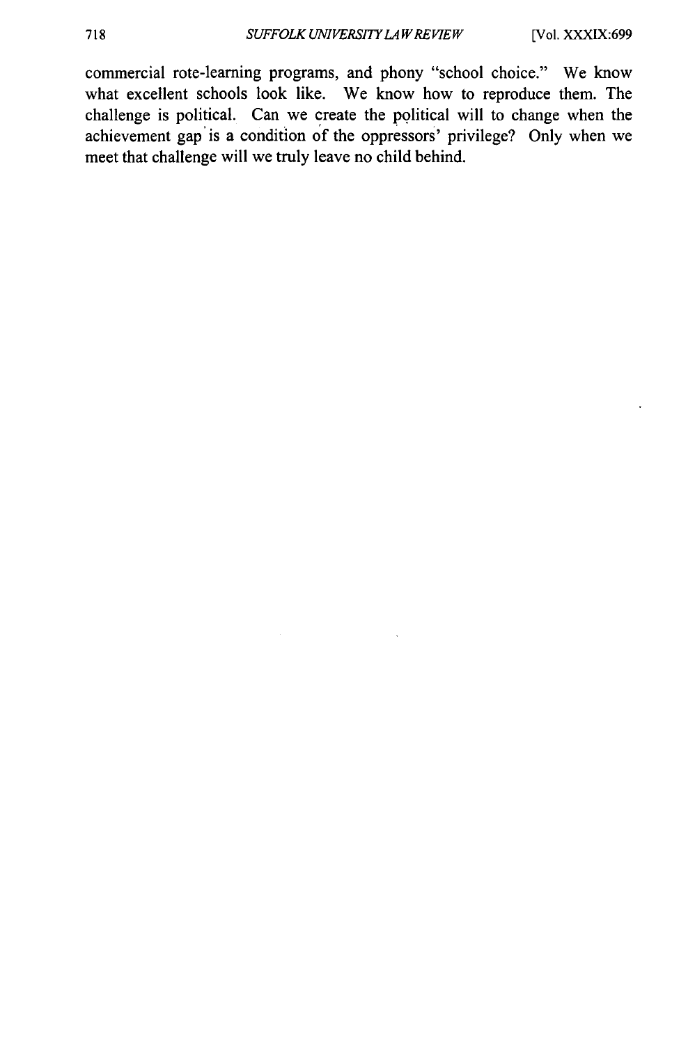commercial rote-learning programs, and phony "school choice." We know what excellent schools look like. We know how to reproduce them. The challenge is political. Can we create the political will to change when the achievement gap is a condition of the oppressors' privilege? Only when we meet that challenge will we truly leave no child behind.